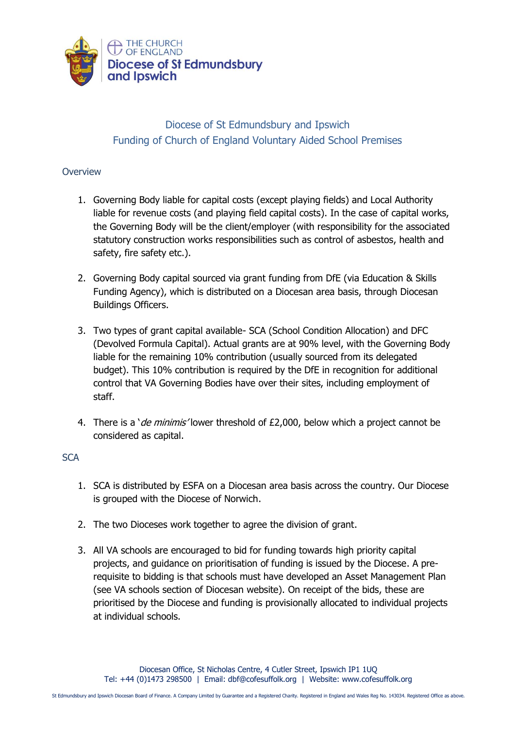THE CHURCH OF ENGLAND
Diocese of St Edmundsbury and Ipswich

# Diocese of St Edmundsbury and Ipswich
# Funding of Church of England Voluntary Aided School Premises

## Overview

1. Governing Body liable for capital costs (except playing fields) and Local Authority liable for revenue costs (and playing field capital costs). In the case of capital works, the Governing Body will be the client/employer (with responsibility for the associated statutory construction works responsibilities such as control of asbestos, health and safety, fire safety etc.).

2. Governing Body capital sourced via grant funding from DfE (via Education & Skills Funding Agency), which is distributed on a Diocesan area basis, through Diocesan Buildings Officers.

3. Two types of grant capital available- SCA (School Condition Allocation) and DFC (Devolved Formula Capital). Actual grants are at 90% level, with the Governing Body liable for the remaining 10% contribution (usually sourced from its delegated budget). This 10% contribution is required by the DfE in recognition for additional control that VA Governing Bodies have over their sites, including employment of staff.

4. There is a '*de minimis*' lower threshold of £2,000, below which a project cannot be considered as capital.

## SCA

1. SCA is distributed by ESFA on a Diocesan area basis across the country. Our Diocese is grouped with the Diocese of Norwich.

2. The two Dioceses work together to agree the division of grant.

3. All VA schools are encouraged to bid for funding towards high priority capital projects, and guidance on prioritisation of funding is issued by the Diocese. A pre-requisite to bidding is that schools must have developed an Asset Management Plan (see VA schools section of Diocesan website). On receipt of the bids, these are prioritised by the Diocese and funding is provisionally allocated to individual projects at individual schools.

Diocesan Office, St Nicholas Centre, 4 Cutler Street, Ipswich IP1 1UQ
Tel: +44 (0)1473 298500 | Email: dbf@cofesuffolk.org | Website: www.cofesuffolk.org

St Edmundsbury and Ipswich Diocesan Board of Finance. A Company Limited by Guarantee and a Registered Charity. Registered in England and Wales Reg No. 143034. Registered Office as above.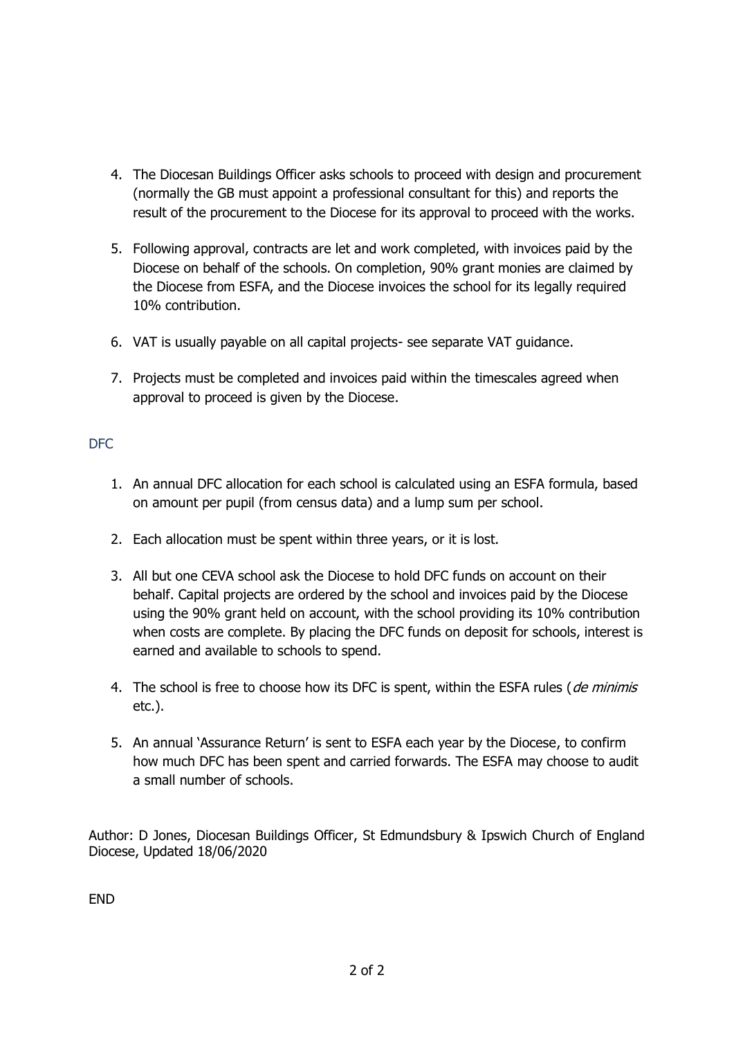4. The Diocesan Buildings Officer asks schools to proceed with design and procurement (normally the GB must appoint a professional consultant for this) and reports the result of the procurement to the Diocese for its approval to proceed with the works.

5. Following approval, contracts are let and work completed, with invoices paid by the Diocese on behalf of the schools. On completion, 90% grant monies are claimed by the Diocese from ESFA, and the Diocese invoices the school for its legally required 10% contribution.

6. VAT is usually payable on all capital projects- see separate VAT guidance.

7. Projects must be completed and invoices paid within the timescales agreed when approval to proceed is given by the Diocese.

## DFC

1. An annual DFC allocation for each school is calculated using an ESFA formula, based on amount per pupil (from census data) and a lump sum per school.

2. Each allocation must be spent within three years, or it is lost.

3. All but one CEVA school ask the Diocese to hold DFC funds on account on their behalf. Capital projects are ordered by the school and invoices paid by the Diocese using the 90% grant held on account, with the school providing its 10% contribution when costs are complete. By placing the DFC funds on deposit for schools, interest is earned and available to schools to spend.

4. The school is free to choose how its DFC is spent, within the ESFA rules (*de minimis* etc.).

5. An annual 'Assurance Return' is sent to ESFA each year by the Diocese, to confirm how much DFC has been spent and carried forwards. The ESFA may choose to audit a small number of schools.

Author: D Jones, Diocesan Buildings Officer, St Edmundsbury & Ipswich Church of England Diocese, Updated 18/06/2020

END